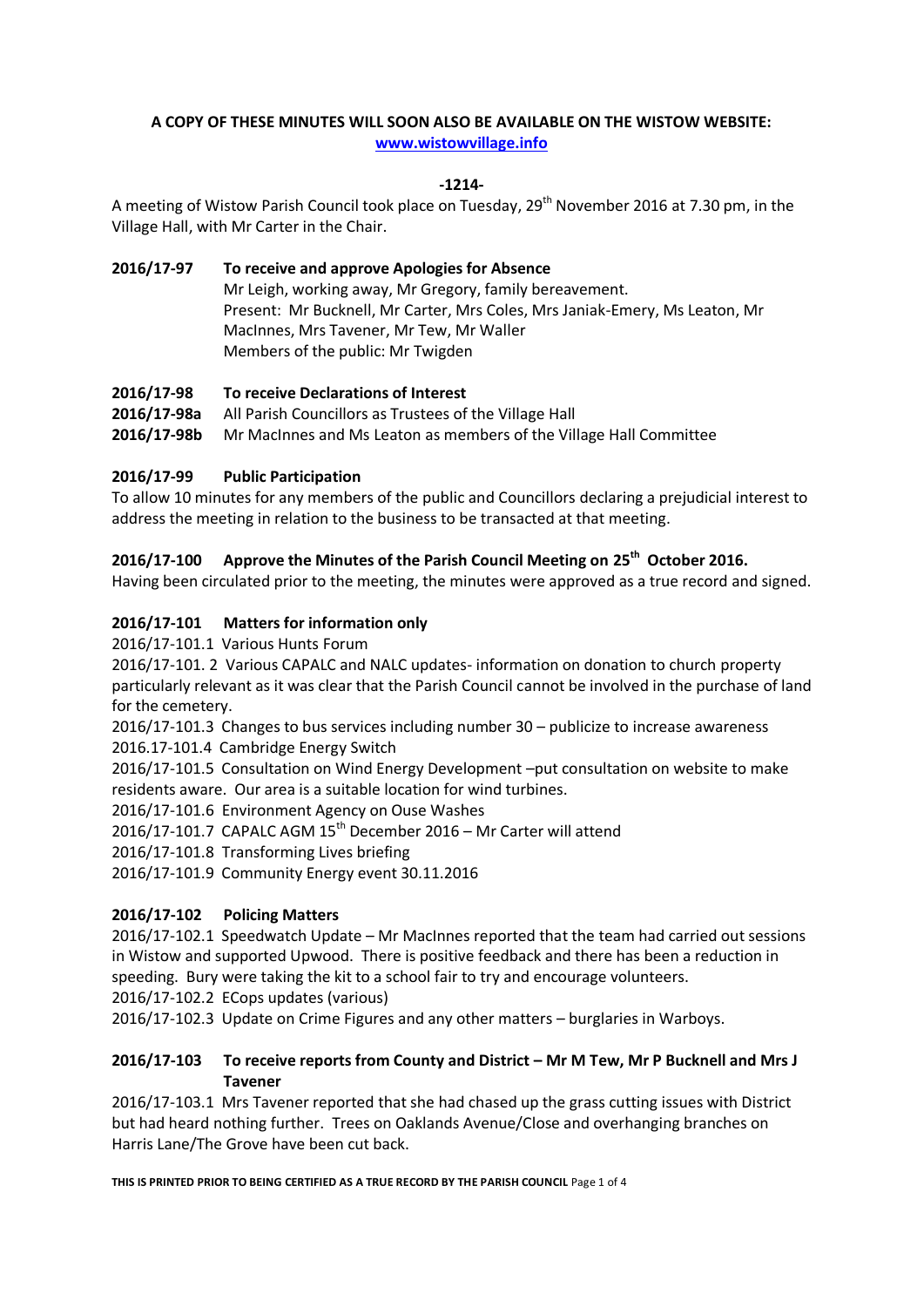**A COPY OF THESE MINUTES WILL SOON ALSO BE AVAILABLE ON THE WISTOW WEBSITE:**
**www.wistowvillage.info**

**-1214-**

A meeting of Wistow Parish Council took place on Tuesday, 29th November 2016 at 7.30 pm, in the Village Hall, with Mr Carter in the Chair.

**2016/17-97 To receive and approve Apologies for Absence**

Mr Leigh, working away, Mr Gregory, family bereavement.
Present: Mr Bucknell, Mr Carter, Mrs Coles, Mrs Janiak-Emery, Ms Leaton, Mr MacInnes, Mrs Tavener, Mr Tew, Mr Waller
Members of the public: Mr Twigden

**2016/17-98 To receive Declarations of Interest**

**2016/17-98a** All Parish Councillors as Trustees of the Village Hall

**2016/17-98b** Mr MacInnes and Ms Leaton as members of the Village Hall Committee

**2016/17-99 Public Participation**

To allow 10 minutes for any members of the public and Councillors declaring a prejudicial interest to address the meeting in relation to the business to be transacted at that meeting.

**2016/17-100 Approve the Minutes of the Parish Council Meeting on 25th October 2016.**

Having been circulated prior to the meeting, the minutes were approved as a true record and signed.

**2016/17-101 Matters for information only**

2016/17-101.1 Various Hunts Forum

2016/17-101. 2 Various CAPALC and NALC updates- information on donation to church property particularly relevant as it was clear that the Parish Council cannot be involved in the purchase of land for the cemetery.

2016/17-101.3 Changes to bus services including number 30 – publicize to increase awareness

2016.17-101.4 Cambridge Energy Switch

2016/17-101.5 Consultation on Wind Energy Development –put consultation on website to make residents aware. Our area is a suitable location for wind turbines.

2016/17-101.6 Environment Agency on Ouse Washes

2016/17-101.7 CAPALC AGM 15th December 2016 – Mr Carter will attend

2016/17-101.8 Transforming Lives briefing

2016/17-101.9 Community Energy event 30.11.2016

**2016/17-102 Policing Matters**

2016/17-102.1 Speedwatch Update – Mr MacInnes reported that the team had carried out sessions in Wistow and supported Upwood. There is positive feedback and there has been a reduction in speeding. Bury were taking the kit to a school fair to try and encourage volunteers.

2016/17-102.2 ECops updates (various)

2016/17-102.3 Update on Crime Figures and any other matters – burglaries in Warboys.

**2016/17-103 To receive reports from County and District – Mr M Tew, Mr P Bucknell and Mrs J Tavener**

2016/17-103.1 Mrs Tavener reported that she had chased up the grass cutting issues with District but had heard nothing further. Trees on Oaklands Avenue/Close and overhanging branches on Harris Lane/The Grove have been cut back.

**THIS IS PRINTED PRIOR TO BEING CERTIFIED AS A TRUE RECORD BY THE PARISH COUNCIL**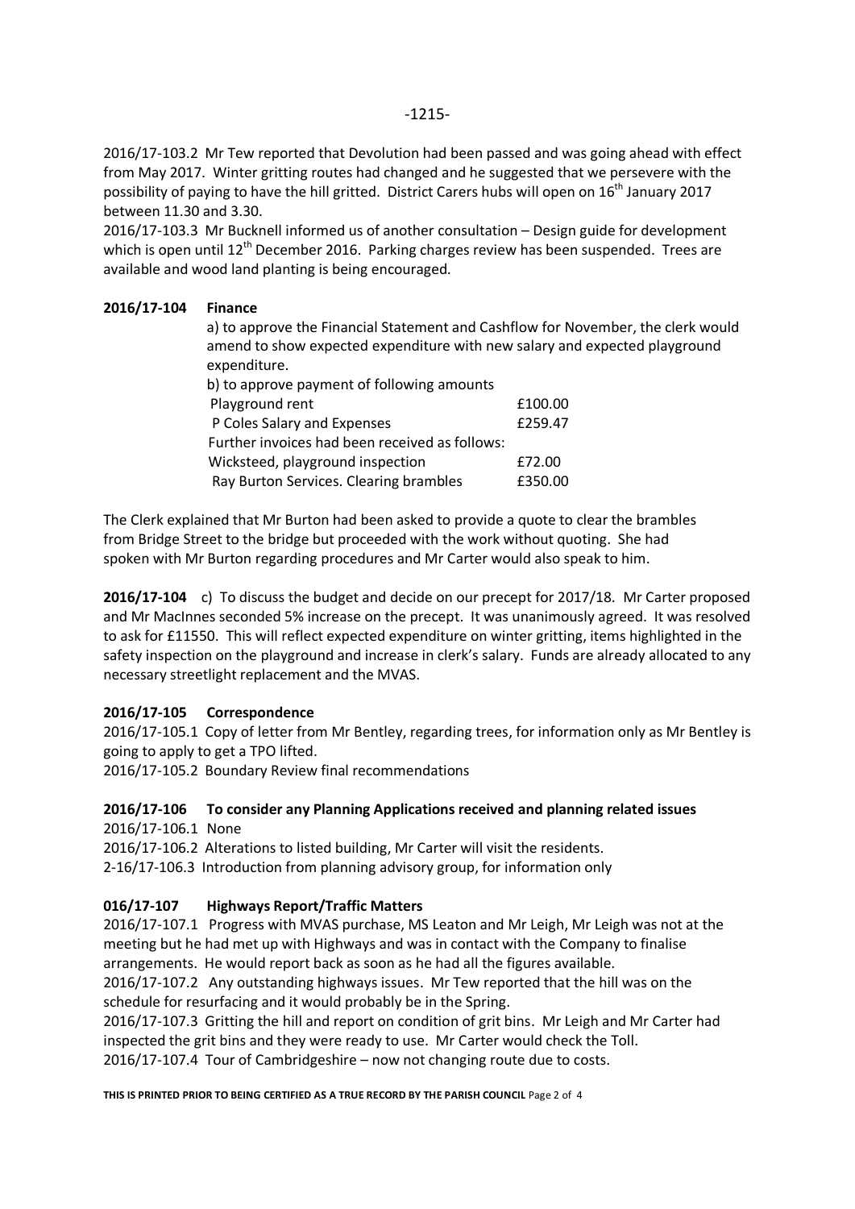-1215-

2016/17-103.2 Mr Tew reported that Devolution had been passed and was going ahead with effect from May 2017. Winter gritting routes had changed and he suggested that we persevere with the possibility of paying to have the hill gritted. District Carers hubs will open on 16th January 2017 between 11.30 and 3.30.

2016/17-103.3 Mr Bucknell informed us of another consultation – Design guide for development which is open until 12th December 2016. Parking charges review has been suspended. Trees are available and wood land planting is being encouraged.

**2016/17-104 Finance**

a) to approve the Financial Statement and Cashflow for November, the clerk would amend to show expected expenditure with new salary and expected playground expenditure.

b) to approve payment of following amounts

| | |
|---|---|
| Playground rent | £100.00 |
| P Coles Salary and Expenses | £259.47 |
| Further invoices had been received as follows: | |
| Wicksteed, playground inspection | £72.00 |
| Ray Burton Services. Clearing brambles | £350.00 |

The Clerk explained that Mr Burton had been asked to provide a quote to clear the brambles from Bridge Street to the bridge but proceeded with the work without quoting. She had spoken with Mr Burton regarding procedures and Mr Carter would also speak to him.

**2016/17-104** c) To discuss the budget and decide on our precept for 2017/18. Mr Carter proposed and Mr MacInnes seconded 5% increase on the precept. It was unanimously agreed. It was resolved to ask for £11550. This will reflect expected expenditure on winter gritting, items highlighted in the safety inspection on the playground and increase in clerk's salary. Funds are already allocated to any necessary streetlight replacement and the MVAS.

**2016/17-105 Correspondence**

2016/17-105.1 Copy of letter from Mr Bentley, regarding trees, for information only as Mr Bentley is going to apply to get a TPO lifted.

2016/17-105.2 Boundary Review final recommendations

**2016/17-106 To consider any Planning Applications received and planning related issues**

2016/17-106.1 None

2016/17-106.2 Alterations to listed building, Mr Carter will visit the residents.

2-16/17-106.3 Introduction from planning advisory group, for information only

**016/17-107 Highways Report/Traffic Matters**

2016/17-107.1 Progress with MVAS purchase, MS Leaton and Mr Leigh, Mr Leigh was not at the meeting but he had met up with Highways and was in contact with the Company to finalise arrangements. He would report back as soon as he had all the figures available.

2016/17-107.2 Any outstanding highways issues. Mr Tew reported that the hill was on the schedule for resurfacing and it would probably be in the Spring.

2016/17-107.3 Gritting the hill and report on condition of grit bins. Mr Leigh and Mr Carter had inspected the grit bins and they were ready to use. Mr Carter would check the Toll.

2016/17-107.4 Tour of Cambridgeshire – now not changing route due to costs.

**THIS IS PRINTED PRIOR TO BEING CERTIFIED AS A TRUE RECORD BY THE PARISH COUNCIL**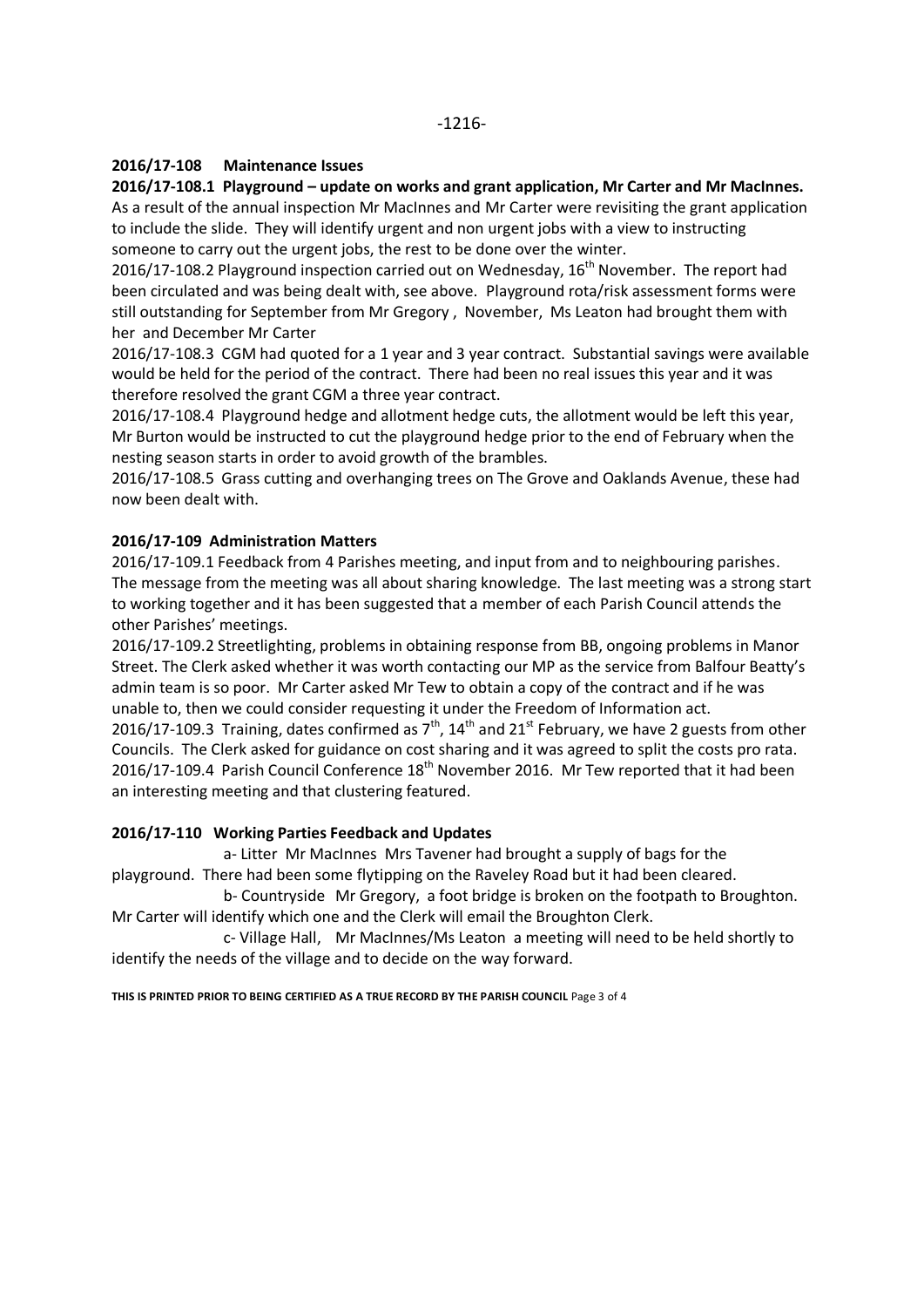-1216-

## 2016/17-108 Maintenance Issues

**2016/17-108.1 Playground – update on works and grant application, Mr Carter and Mr MacInnes.** As a result of the annual inspection Mr MacInnes and Mr Carter were revisiting the grant application to include the slide. They will identify urgent and non urgent jobs with a view to instructing someone to carry out the urgent jobs, the rest to be done over the winter.

2016/17-108.2 Playground inspection carried out on Wednesday, 16th November. The report had been circulated and was being dealt with, see above. Playground rota/risk assessment forms were still outstanding for September from Mr Gregory , November, Ms Leaton had brought them with her and December Mr Carter

2016/17-108.3 CGM had quoted for a 1 year and 3 year contract. Substantial savings were available would be held for the period of the contract. There had been no real issues this year and it was therefore resolved the grant CGM a three year contract.

2016/17-108.4 Playground hedge and allotment hedge cuts, the allotment would be left this year, Mr Burton would be instructed to cut the playground hedge prior to the end of February when the nesting season starts in order to avoid growth of the brambles.

2016/17-108.5 Grass cutting and overhanging trees on The Grove and Oaklands Avenue, these had now been dealt with.

## 2016/17-109 Administration Matters

2016/17-109.1 Feedback from 4 Parishes meeting, and input from and to neighbouring parishes. The message from the meeting was all about sharing knowledge. The last meeting was a strong start to working together and it has been suggested that a member of each Parish Council attends the other Parishes' meetings.

2016/17-109.2 Streetlighting, problems in obtaining response from BB, ongoing problems in Manor Street. The Clerk asked whether it was worth contacting our MP as the service from Balfour Beatty's admin team is so poor. Mr Carter asked Mr Tew to obtain a copy of the contract and if he was unable to, then we could consider requesting it under the Freedom of Information act.

2016/17-109.3 Training, dates confirmed as 7th, 14th and 21st February, we have 2 guests from other Councils. The Clerk asked for guidance on cost sharing and it was agreed to split the costs pro rata.

2016/17-109.4 Parish Council Conference 18th November 2016. Mr Tew reported that it had been an interesting meeting and that clustering featured.

## 2016/17-110 Working Parties Feedback and Updates

a- Litter Mr MacInnes Mrs Tavener had brought a supply of bags for the playground. There had been some flytipping on the Raveley Road but it had been cleared.

b- Countryside Mr Gregory, a foot bridge is broken on the footpath to Broughton. Mr Carter will identify which one and the Clerk will email the Broughton Clerk.

c- Village Hall, Mr MacInnes/Ms Leaton a meeting will need to be held shortly to identify the needs of the village and to decide on the way forward.

**THIS IS PRINTED PRIOR TO BEING CERTIFIED AS A TRUE RECORD BY THE PARISH COUNCIL**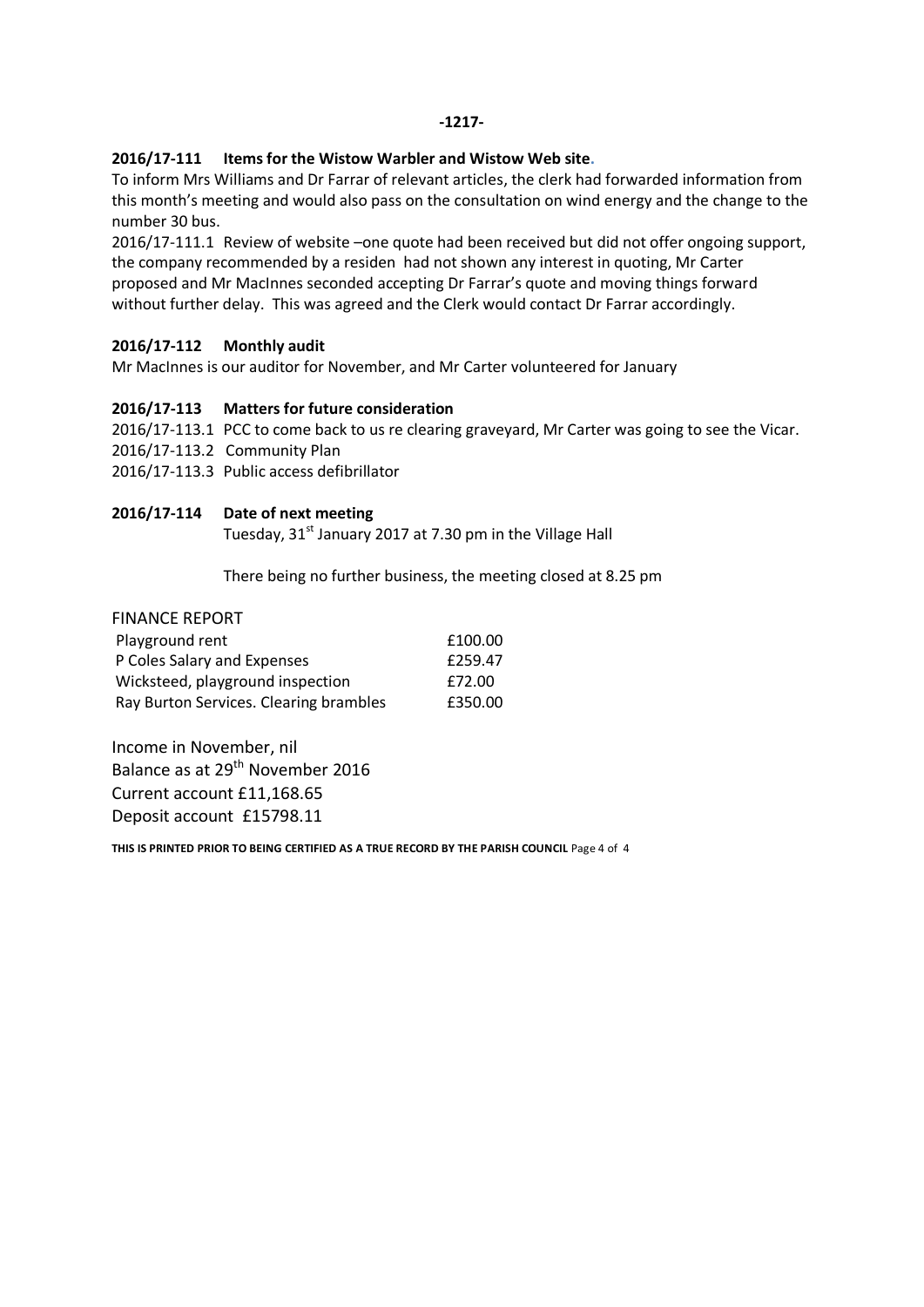**2016/17-111 Items for the Wistow Warbler and Wistow Web site.**

To inform Mrs Williams and Dr Farrar of relevant articles, the clerk had forwarded information from this month's meeting and would also pass on the consultation on wind energy and the change to the number 30 bus.

2016/17-111.1 Review of website –one quote had been received but did not offer ongoing support, the company recommended by a residen had not shown any interest in quoting, Mr Carter proposed and Mr MacInnes seconded accepting Dr Farrar's quote and moving things forward without further delay. This was agreed and the Clerk would contact Dr Farrar accordingly.

**2016/17-112 Monthly audit**

Mr MacInnes is our auditor for November, and Mr Carter volunteered for January

**2016/17-113 Matters for future consideration**

2016/17-113.1 PCC to come back to us re clearing graveyard, Mr Carter was going to see the Vicar.

2016/17-113.2 Community Plan

2016/17-113.3 Public access defibrillator

**2016/17-114 Date of next meeting**

Tuesday, 31st January 2017 at 7.30 pm in the Village Hall

There being no further business, the meeting closed at 8.25 pm

FINANCE REPORT

| | |
|---|---|
| Playground rent | £100.00 |
| P Coles Salary and Expenses | £259.47 |
| Wicksteed, playground inspection | £72.00 |
| Ray Burton Services. Clearing brambles | £350.00 |

Income in November, nil

Balance as at 29th November 2016

Current account £11,168.65

Deposit account £15798.11

**THIS IS PRINTED PRIOR TO BEING CERTIFIED AS A TRUE RECORD BY THE PARISH COUNCIL**